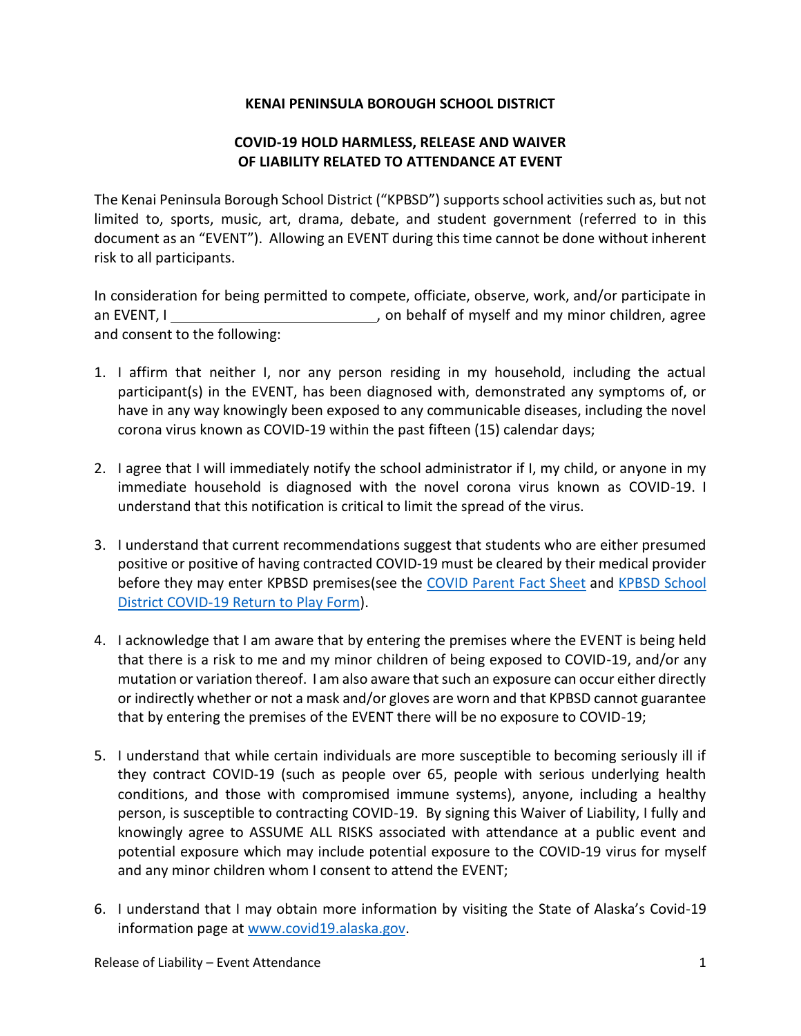**KENAI PENINSULA BOROUGH SCHOOL DISTRICT**

**COVID-19 HOLD HARMLESS, RELEASE AND WAIVER OF LIABILITY RELATED TO ATTENDANCE AT EVENT**

The Kenai Peninsula Borough School District ("KPBSD") supports school activities such as, but not limited to, sports, music, art, drama, debate, and student government (referred to in this document as an "EVENT"). Allowing an EVENT during this time cannot be done without inherent risk to all participants.

In consideration for being permitted to compete, officiate, observe, work, and/or participate in an EVENT, I \_\_\_\_\_\_\_\_\_\_\_\_\_\_\_\_\_\_\_\_\_\_\_\_\_\_, on behalf of myself and my minor children, agree and consent to the following:

1. I affirm that neither I, nor any person residing in my household, including the actual participant(s) in the EVENT, has been diagnosed with, demonstrated any symptoms of, or have in any way knowingly been exposed to any communicable diseases, including the novel corona virus known as COVID-19 within the past fifteen (15) calendar days;

2. I agree that I will immediately notify the school administrator if I, my child, or anyone in my immediate household is diagnosed with the novel corona virus known as COVID-19. I understand that this notification is critical to limit the spread of the virus.

3. I understand that current recommendations suggest that students who are either presumed positive or positive of having contracted COVID-19 must be cleared by their medical provider before they may enter KPBSD premises(see the COVID Parent Fact Sheet and KPBSD School District COVID-19 Return to Play Form).

4. I acknowledge that I am aware that by entering the premises where the EVENT is being held that there is a risk to me and my minor children of being exposed to COVID-19, and/or any mutation or variation thereof. I am also aware that such an exposure can occur either directly or indirectly whether or not a mask and/or gloves are worn and that KPBSD cannot guarantee that by entering the premises of the EVENT there will be no exposure to COVID-19;

5. I understand that while certain individuals are more susceptible to becoming seriously ill if they contract COVID-19 (such as people over 65, people with serious underlying health conditions, and those with compromised immune systems), anyone, including a healthy person, is susceptible to contracting COVID-19. By signing this Waiver of Liability, I fully and knowingly agree to ASSUME ALL RISKS associated with attendance at a public event and potential exposure which may include potential exposure to the COVID-19 virus for myself and any minor children whom I consent to attend the EVENT;

6. I understand that I may obtain more information by visiting the State of Alaska's Covid-19 information page at www.covid19.alaska.gov.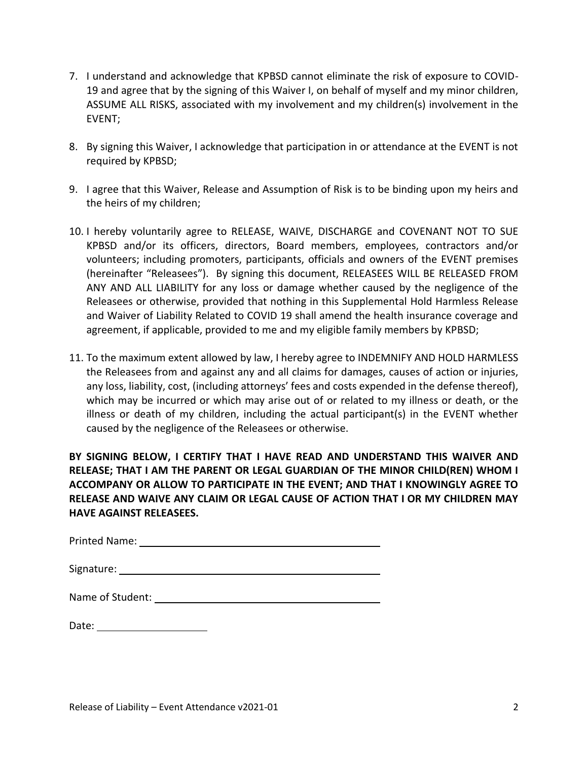7. I understand and acknowledge that KPBSD cannot eliminate the risk of exposure to COVID-19 and agree that by the signing of this Waiver I, on behalf of myself and my minor children, ASSUME ALL RISKS, associated with my involvement and my children(s) involvement in the EVENT;

8. By signing this Waiver, I acknowledge that participation in or attendance at the EVENT is not required by KPBSD;

9. I agree that this Waiver, Release and Assumption of Risk is to be binding upon my heirs and the heirs of my children;

10. I hereby voluntarily agree to RELEASE, WAIVE, DISCHARGE and COVENANT NOT TO SUE KPBSD and/or its officers, directors, Board members, employees, contractors and/or volunteers; including promoters, participants, officials and owners of the EVENT premises (hereinafter "Releasees"). By signing this document, RELEASEES WILL BE RELEASED FROM ANY AND ALL LIABILITY for any loss or damage whether caused by the negligence of the Releasees or otherwise, provided that nothing in this Supplemental Hold Harmless Release and Waiver of Liability Related to COVID 19 shall amend the health insurance coverage and agreement, if applicable, provided to me and my eligible family members by KPBSD;

11. To the maximum extent allowed by law, I hereby agree to INDEMNIFY AND HOLD HARMLESS the Releasees from and against any and all claims for damages, causes of action or injuries, any loss, liability, cost, (including attorneys' fees and costs expended in the defense thereof), which may be incurred or which may arise out of or related to my illness or death, or the illness or death of my children, including the actual participant(s) in the EVENT whether caused by the negligence of the Releasees or otherwise.

**BY SIGNING BELOW, I CERTIFY THAT I HAVE READ AND UNDERSTAND THIS WAIVER AND RELEASE; THAT I AM THE PARENT OR LEGAL GUARDIAN OF THE MINOR CHILD(REN) WHOM I ACCOMPANY OR ALLOW TO PARTICIPATE IN THE EVENT; AND THAT I KNOWINGLY AGREE TO RELEASE AND WAIVE ANY CLAIM OR LEGAL CAUSE OF ACTION THAT I OR MY CHILDREN MAY HAVE AGAINST RELEASEES.**

Printed Name: ____________________________________________

Signature: ____________________________________________

Name of Student: ____________________________________________

Date: ____________________

Release of Liability – Event Attendance v2021-01